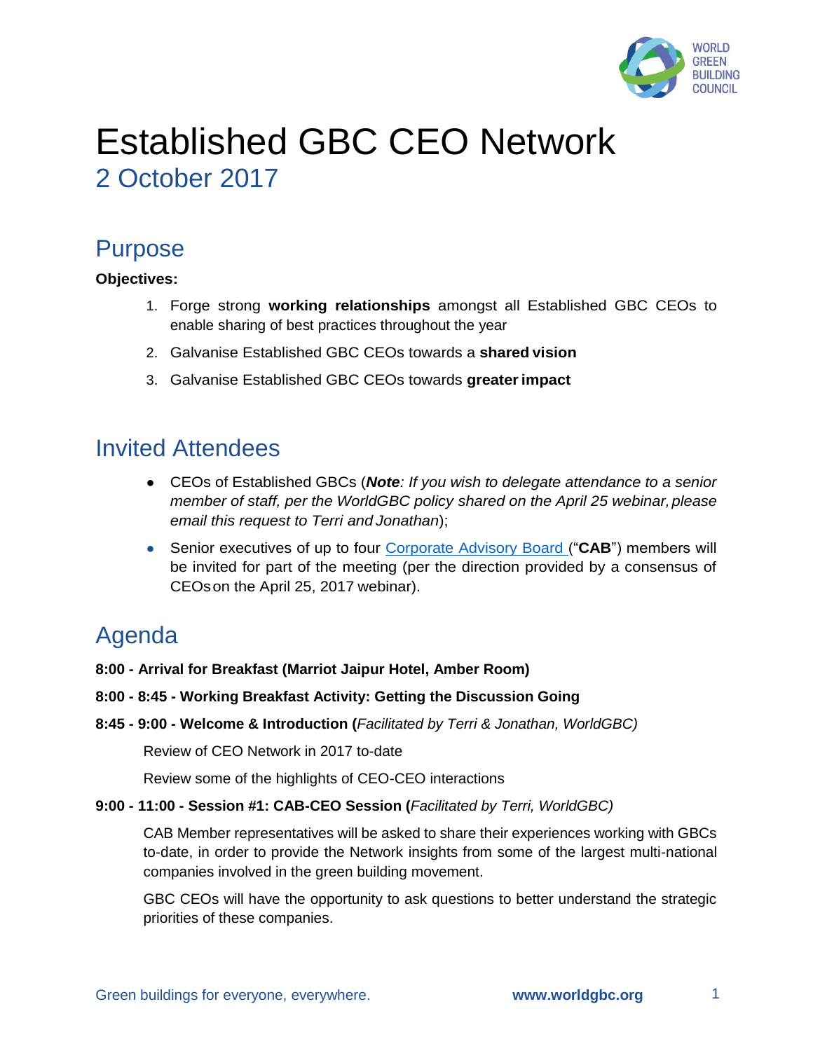# Established GBC CEO Network

## 2 October 2017

## Purpose

**Objectives:**

1. Forge strong **working relationships** amongst all Established GBC CEOs to enable sharing of best practices throughout the year
2. Galvanise Established GBC CEOs towards a **shared vision**
3. Galvanise Established GBC CEOs towards **greater impact**

## Invited Attendees

- CEOs of Established GBCs (***Note****: If you wish to delegate attendance to a senior member of staff, per the WorldGBC policy shared on the April 25 webinar, please email this request to Terri and Jonathan*);
- Senior executives of up to four Corporate Advisory Board ("**CAB**") members will be invited for part of the meeting (per the direction provided by a consensus of CEOs on the April 25, 2017 webinar).

## Agenda

**8:00 - Arrival for Breakfast (Marriot Jaipur Hotel, Amber Room)**

**8:00 - 8:45 - Working Breakfast Activity: Getting the Discussion Going**

**8:45 - 9:00 - Welcome & Introduction (***Facilitated by Terri & Jonathan, WorldGBC)*

Review of CEO Network in 2017 to-date

Review some of the highlights of CEO-CEO interactions

**9:00 - 11:00 - Session #1: CAB-CEO Session (***Facilitated by Terri, WorldGBC)*

CAB Member representatives will be asked to share their experiences working with GBCs to-date, in order to provide the Network insights from some of the largest multi-national companies involved in the green building movement.

GBC CEOs will have the opportunity to ask questions to better understand the strategic priorities of these companies.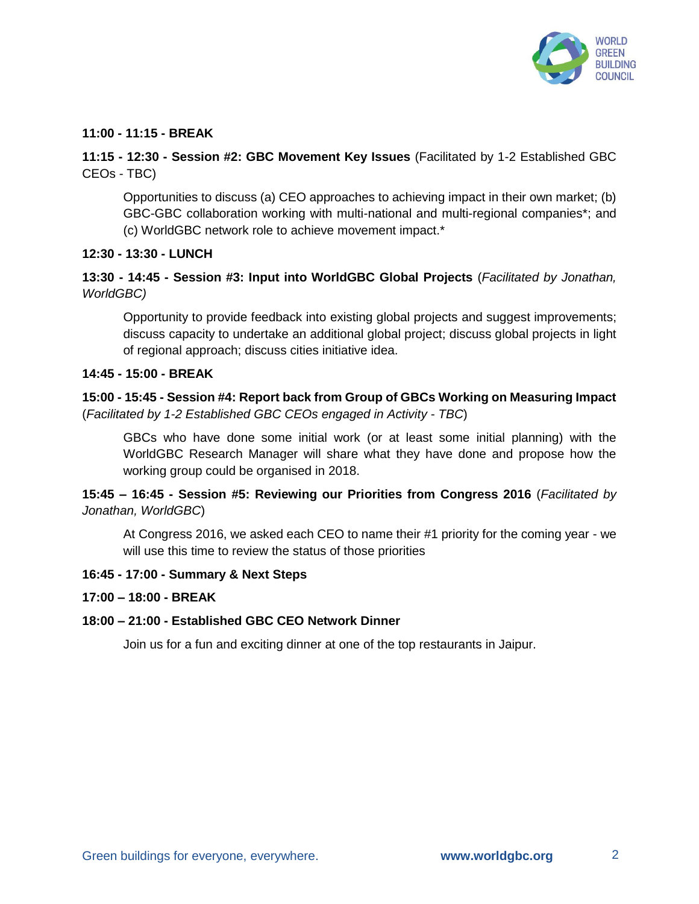**11:00 - 11:15 - BREAK**

**11:15 - 12:30 - Session #2: GBC Movement Key Issues** (Facilitated by 1-2 Established GBC CEOs - TBC)

> Opportunities to discuss (a) CEO approaches to achieving impact in their own market; (b) GBC-GBC collaboration working with multi-national and multi-regional companies*; and (c) WorldGBC network role to achieve movement impact.*

**12:30 - 13:30 - LUNCH**

**13:30 - 14:45 - Session #3: Input into WorldGBC Global Projects** (*Facilitated by Jonathan, WorldGBC)*

> Opportunity to provide feedback into existing global projects and suggest improvements; discuss capacity to undertake an additional global project; discuss global projects in light of regional approach; discuss cities initiative idea.

**14:45 - 15:00 - BREAK**

**15:00 - 15:45 - Session #4: Report back from Group of GBCs Working on Measuring Impact** (*Facilitated by 1-2 Established GBC CEOs engaged in Activity - TBC*)

> GBCs who have done some initial work (or at least some initial planning) with the WorldGBC Research Manager will share what they have done and propose how the working group could be organised in 2018.

**15:45 – 16:45 - Session #5: Reviewing our Priorities from Congress 2016** (*Facilitated by Jonathan, WorldGBC*)

> At Congress 2016, we asked each CEO to name their #1 priority for the coming year - we will use this time to review the status of those priorities

**16:45 - 17:00 - Summary & Next Steps**

**17:00 – 18:00 - BREAK**

**18:00 – 21:00 - Established GBC CEO Network Dinner**

> Join us for a fun and exciting dinner at one of the top restaurants in Jaipur.